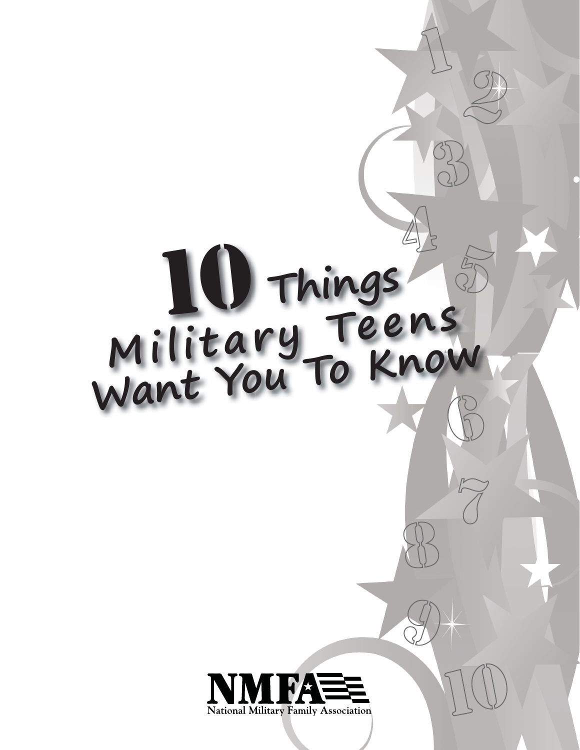# 10 Things Military Teens Want You To Know

NMFA

National Military Family Association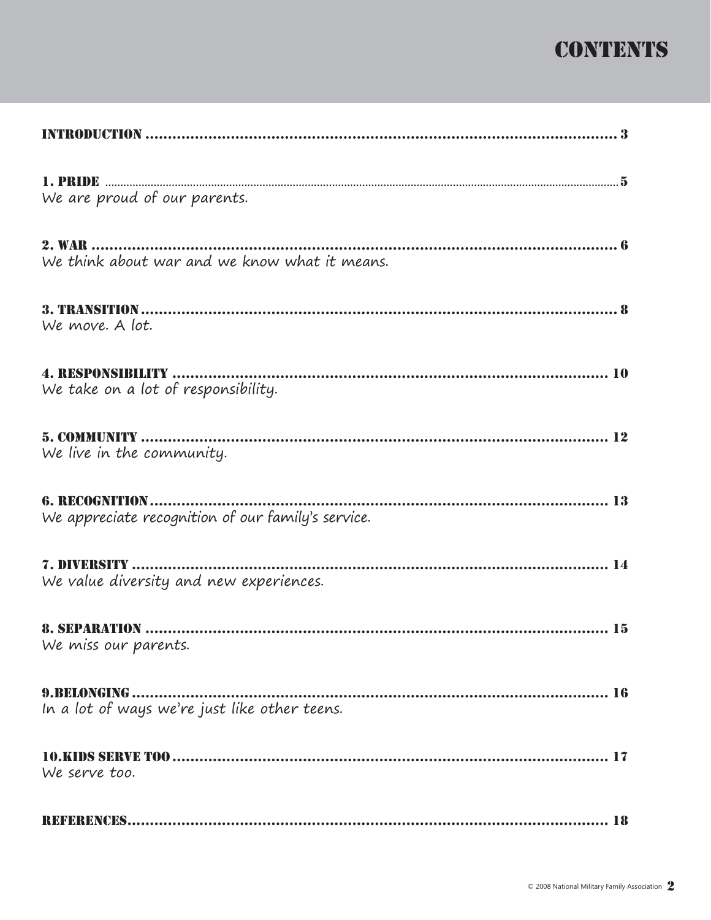# CONTENTS

**INTRODUCTION** ........................................ 3

**1. PRIDE** ........................................ 5
We are proud of our parents.

**2. WAR** ........................................ 6
We think about war and we know what it means.

**3. TRANSITION** ........................................ 8
We move. A lot.

**4. RESPONSIBILITY** ........................................ 10
We take on a lot of responsibility.

**5. COMMUNITY** ........................................ 12
We live in the community.

**6. RECOGNITION** ........................................ 13
We appreciate recognition of our family's service.

**7. DIVERSITY** ........................................ 14
We value diversity and new experiences.

**8. SEPARATION** ........................................ 15
We miss our parents.

**9.BELONGING** ........................................ 16
In a lot of ways we're just like other teens.

**10.KIDS SERVE TOO** ........................................ 17
We serve too.

**REFERENCES** ........................................ 18

© 2008 National Military Family Association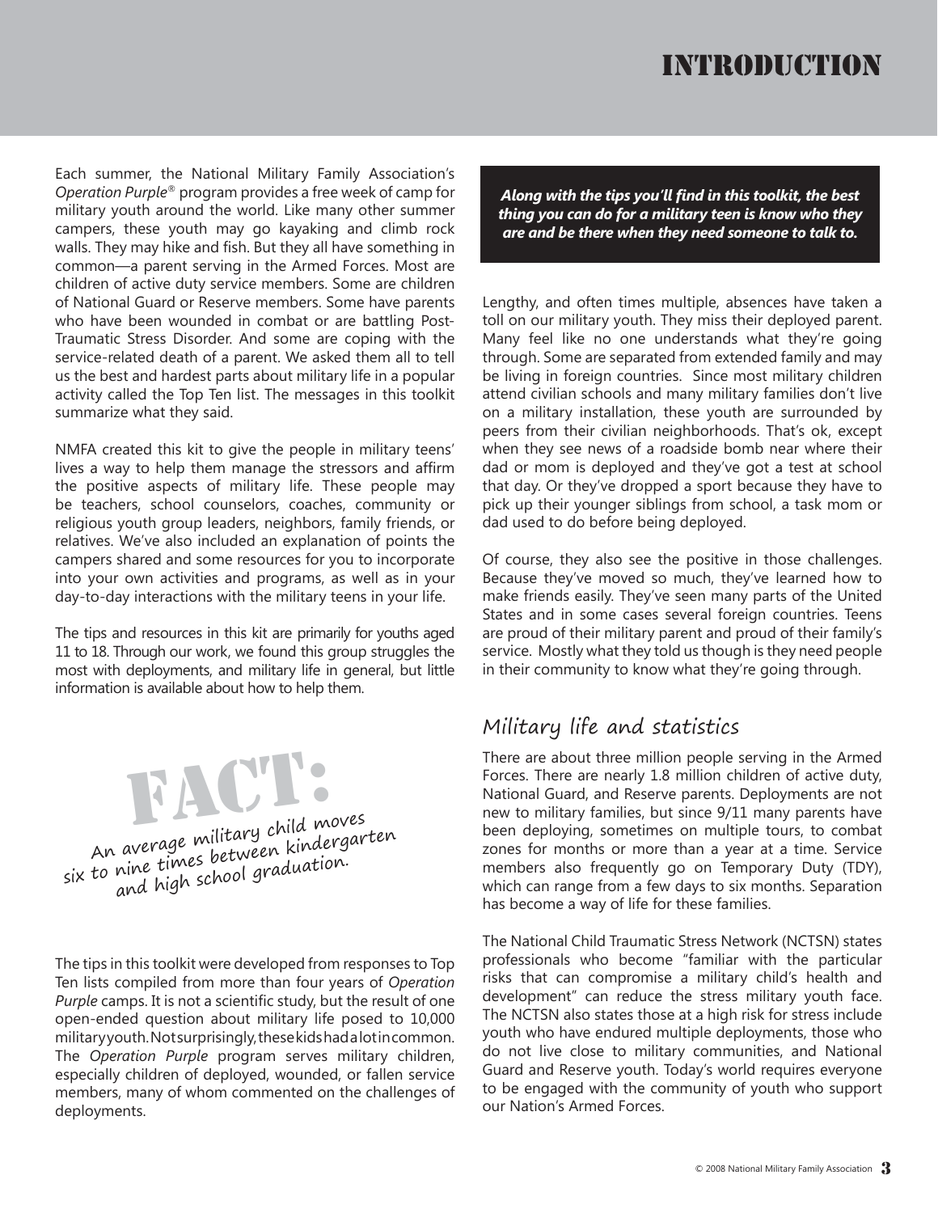# Introduction

Each summer, the National Military Family Association's *Operation Purple*® program provides a free week of camp for military youth around the world. Like many other summer campers, these youth may go kayaking and climb rock walls. They may hike and fish. But they all have something in common—a parent serving in the Armed Forces. Most are children of active duty service members. Some are children of National Guard or Reserve members. Some have parents who have been wounded in combat or are battling Post-Traumatic Stress Disorder. And some are coping with the service-related death of a parent. We asked them all to tell us the best and hardest parts about military life in a popular activity called the Top Ten list. The messages in this toolkit summarize what they said.

NMFA created this kit to give the people in military teens' lives a way to help them manage the stressors and affirm the positive aspects of military life. These people may be teachers, school counselors, coaches, community or religious youth group leaders, neighbors, family friends, or relatives. We've also included an explanation of points the campers shared and some resources for you to incorporate into your own activities and programs, as well as in your day-to-day interactions with the military teens in your life.

The tips and resources in this kit are primarily for youths aged 11 to 18. Through our work, we found this group struggles the most with deployments, and military life in general, but little information is available about how to help them.

**FACT:** An average military child moves six to nine times between kindergarten and high school graduation.

The tips in this toolkit were developed from responses to Top Ten lists compiled from more than four years of *Operation Purple* camps. It is not a scientific study, but the result of one open-ended question about military life posed to 10,000 military youth. Not surprisingly, these kids had a lot in common. The *Operation Purple* program serves military children, especially children of deployed, wounded, or fallen service members, many of whom commented on the challenges of deployments.

***Along with the tips you'll find in this toolkit, the best thing you can do for a military teen is know who they are and be there when they need someone to talk to.***

Lengthy, and often times multiple, absences have taken a toll on our military youth. They miss their deployed parent. Many feel like no one understands what they're going through. Some are separated from extended family and may be living in foreign countries. Since most military children attend civilian schools and many military families don't live on a military installation, these youth are surrounded by peers from their civilian neighborhoods. That's ok, except when they see news of a roadside bomb near where their dad or mom is deployed and they've got a test at school that day. Or they've dropped a sport because they have to pick up their younger siblings from school, a task mom or dad used to do before being deployed.

Of course, they also see the positive in those challenges. Because they've moved so much, they've learned how to make friends easily. They've seen many parts of the United States and in some cases several foreign countries. Teens are proud of their military parent and proud of their family's service. Mostly what they told us though is they need people in their community to know what they're going through.

## Military life and statistics

There are about three million people serving in the Armed Forces. There are nearly 1.8 million children of active duty, National Guard, and Reserve parents. Deployments are not new to military families, but since 9/11 many parents have been deploying, sometimes on multiple tours, to combat zones for months or more than a year at a time. Service members also frequently go on Temporary Duty (TDY), which can range from a few days to six months. Separation has become a way of life for these families.

The National Child Traumatic Stress Network (NCTSN) states professionals who become "familiar with the particular risks that can compromise a military child's health and development" can reduce the stress military youth face. The NCTSN also states those at a high risk for stress include youth who have endured multiple deployments, those who do not live close to military communities, and National Guard and Reserve youth. Today's world requires everyone to be engaged with the community of youth who support our Nation's Armed Forces.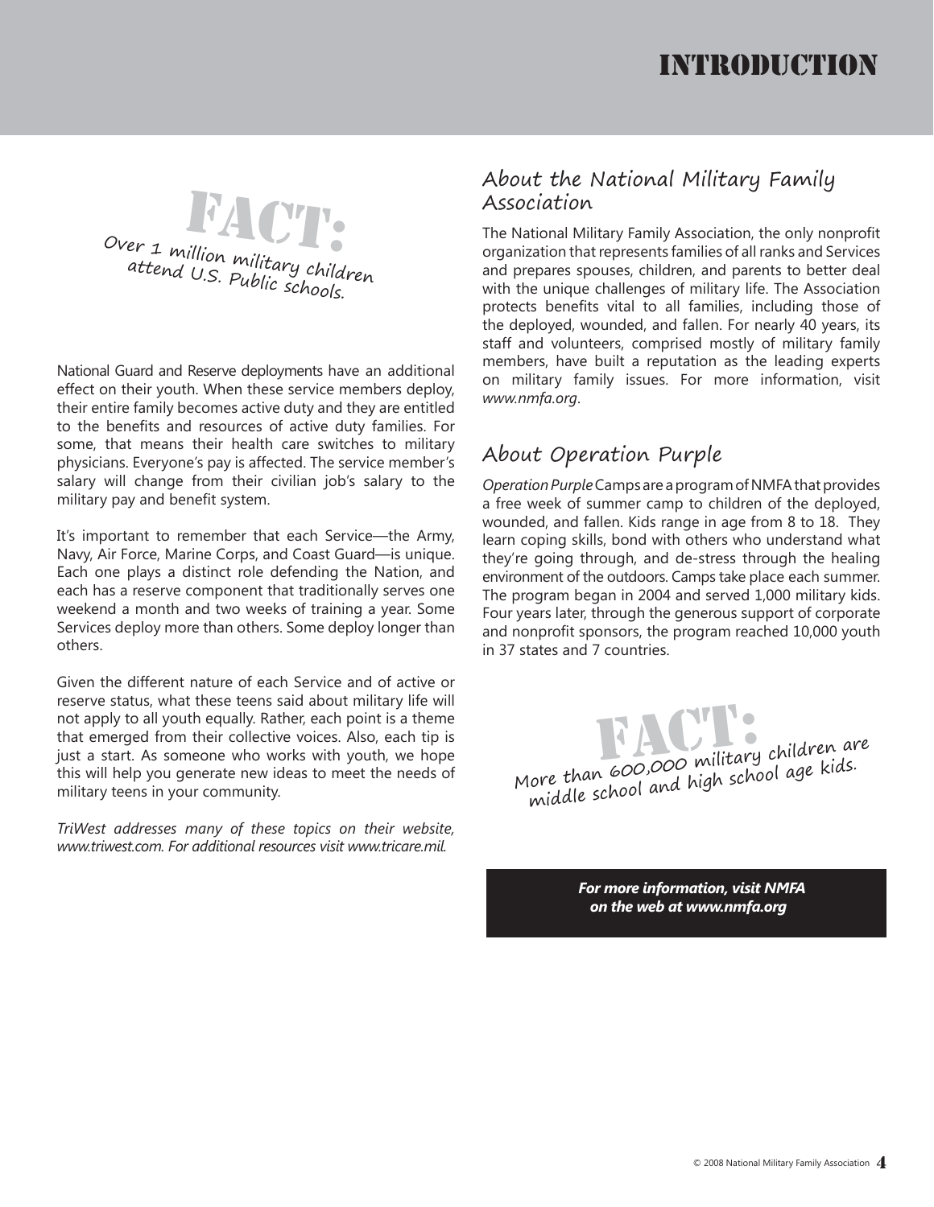# Introduction

**FACT:** Over 1 million military children attend U.S. Public schools.

National Guard and Reserve deployments have an additional effect on their youth. When these service members deploy, their entire family becomes active duty and they are entitled to the benefits and resources of active duty families. For some, that means their health care switches to military physicians. Everyone's pay is affected. The service member's salary will change from their civilian job's salary to the military pay and benefit system.

It's important to remember that each Service—the Army, Navy, Air Force, Marine Corps, and Coast Guard—is unique. Each one plays a distinct role defending the Nation, and each has a reserve component that traditionally serves one weekend a month and two weeks of training a year. Some Services deploy more than others. Some deploy longer than others.

Given the different nature of each Service and of active or reserve status, what these teens said about military life will not apply to all youth equally. Rather, each point is a theme that emerged from their collective voices. Also, each tip is just a start. As someone who works with youth, we hope this will help you generate new ideas to meet the needs of military teens in your community.

*TriWest addresses many of these topics on their website, www.triwest.com. For additional resources visit www.tricare.mil.*

## About the National Military Family Association

The National Military Family Association, the only nonprofit organization that represents families of all ranks and Services and prepares spouses, children, and parents to better deal with the unique challenges of military life. The Association protects benefits vital to all families, including those of the deployed, wounded, and fallen. For nearly 40 years, its staff and volunteers, comprised mostly of military family members, have built a reputation as the leading experts on military family issues. For more information, visit *www.nmfa.org*.

## About Operation Purple

*Operation Purple* Camps are a program of NMFA that provides a free week of summer camp to children of the deployed, wounded, and fallen. Kids range in age from 8 to 18. They learn coping skills, bond with others who understand what they're going through, and de-stress through the healing environment of the outdoors. Camps take place each summer. The program began in 2004 and served 1,000 military kids. Four years later, through the generous support of corporate and nonprofit sponsors, the program reached 10,000 youth in 37 states and 7 countries.

**FACT:** More than 600,000 military children are middle school and high school age kids.

***For more information, visit NMFA on the web at www.nmfa.org***

© 2008 National Military Family Association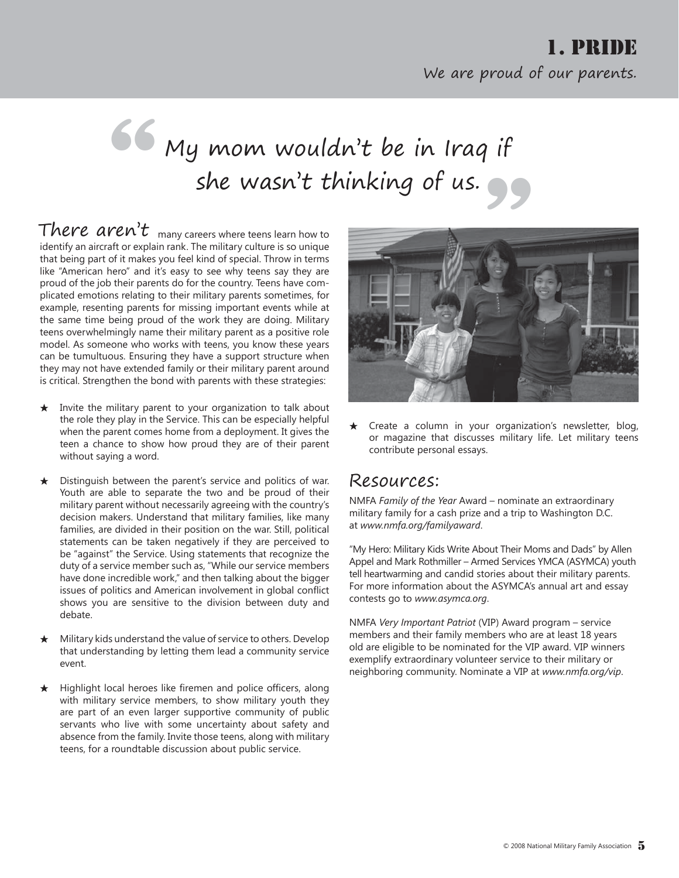# 1. PRIDE

We are proud of our parents.

> "My mom wouldn't be in Iraq if she wasn't thinking of us."

There aren't many careers where teens learn how to identify an aircraft or explain rank. The military culture is so unique that being part of it makes you feel kind of special. Throw in terms like "American hero" and it's easy to see why teens say they are proud of the job their parents do for the country. Teens have complicated emotions relating to their military parents sometimes, for example, resenting parents for missing important events while at the same time being proud of the work they are doing. Military teens overwhelmingly name their military parent as a positive role model. As someone who works with teens, you know these years can be tumultuous. Ensuring they have a support structure when they may not have extended family or their military parent around is critical. Strengthen the bond with parents with these strategies:

- ★ Invite the military parent to your organization to talk about the role they play in the Service. This can be especially helpful when the parent comes home from a deployment. It gives the teen a chance to show how proud they are of their parent without saying a word.
- ★ Distinguish between the parent's service and politics of war. Youth are able to separate the two and be proud of their military parent without necessarily agreeing with the country's decision makers. Understand that military families, like many families, are divided in their position on the war. Still, political statements can be taken negatively if they are perceived to be "against" the Service. Using statements that recognize the duty of a service member such as, "While our service members have done incredible work," and then talking about the bigger issues of politics and American involvement in global conflict shows you are sensitive to the division between duty and debate.
- ★ Military kids understand the value of service to others. Develop that understanding by letting them lead a community service event.
- ★ Highlight local heroes like firemen and police officers, along with military service members, to show military youth they are part of an even larger supportive community of public servants who live with some uncertainty about safety and absence from the family. Invite those teens, along with military teens, for a roundtable discussion about public service.
- ★ Create a column in your organization's newsletter, blog, or magazine that discusses military life. Let military teens contribute personal essays.

## Resources:

NMFA *Family of the Year* Award – nominate an extraordinary military family for a cash prize and a trip to Washington D.C. at *www.nmfa.org/familyaward*.

"My Hero: Military Kids Write About Their Moms and Dads" by Allen Appel and Mark Rothmiller – Armed Services YMCA (ASYMCA) youth tell heartwarming and candid stories about their military parents. For more information about the ASYMCA's annual art and essay contests go to *www.asymca.org*.

NMFA *Very Important Patriot* (VIP) Award program – service members and their family members who are at least 18 years old are eligible to be nominated for the VIP award. VIP winners exemplify extraordinary volunteer service to their military or neighboring community. Nominate a VIP at *www.nmfa.org/vip*.

© 2008 National Military Family Association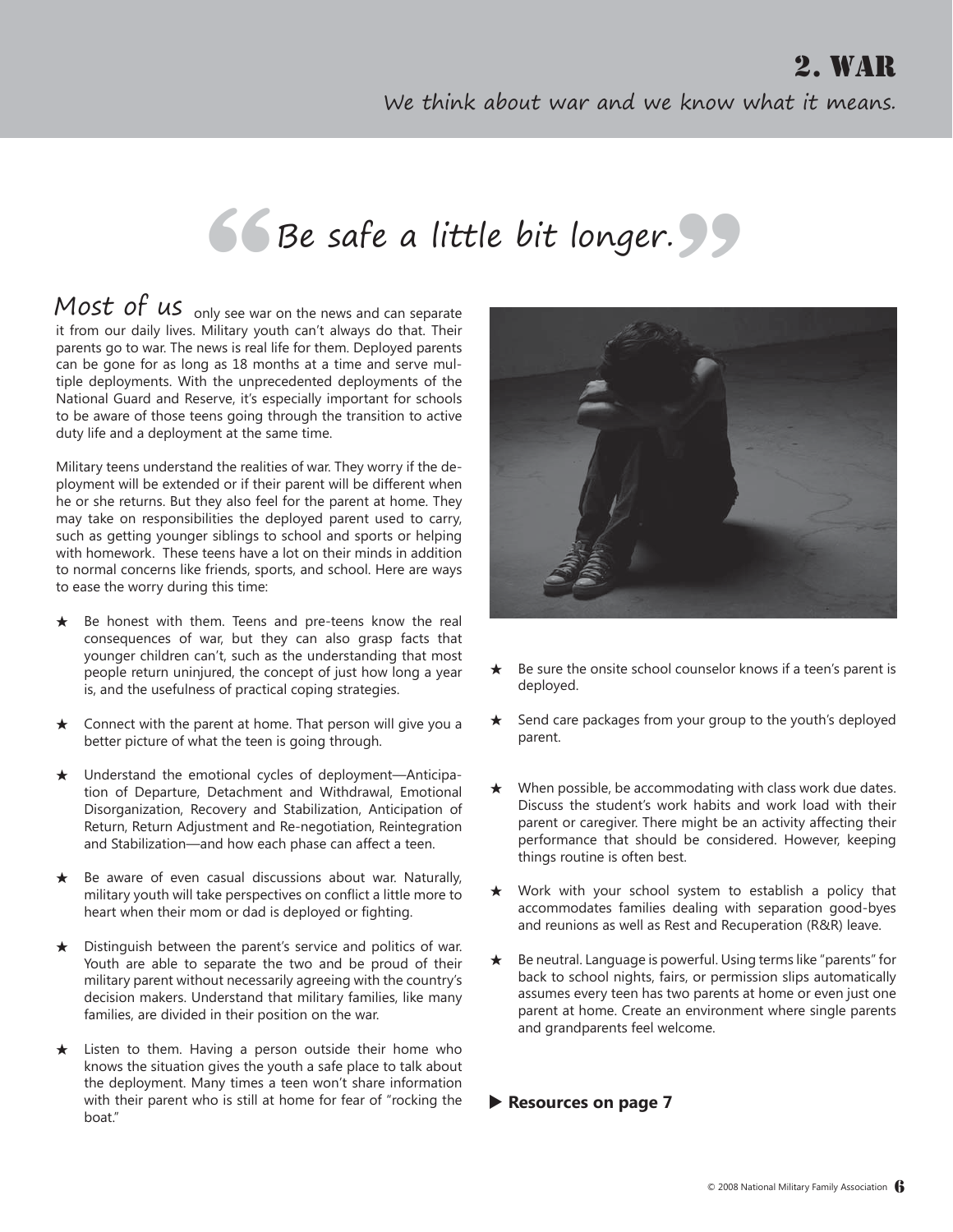# 2. WAR

We think about war and we know what it means.

## "Be safe a little bit longer."

Most of us only see war on the news and can separate it from our daily lives. Military youth can't always do that. Their parents go to war. The news is real life for them. Deployed parents can be gone for as long as 18 months at a time and serve multiple deployments. With the unprecedented deployments of the National Guard and Reserve, it's especially important for schools to be aware of those teens going through the transition to active duty life and a deployment at the same time.

Military teens understand the realities of war. They worry if the deployment will be extended or if their parent will be different when he or she returns. But they also feel for the parent at home. They may take on responsibilities the deployed parent used to carry, such as getting younger siblings to school and sports or helping with homework. These teens have a lot on their minds in addition to normal concerns like friends, sports, and school. Here are ways to ease the worry during this time:

- ★ Be honest with them. Teens and pre-teens know the real consequences of war, but they can also grasp facts that younger children can't, such as the understanding that most people return uninjured, the concept of just how long a year is, and the usefulness of practical coping strategies.
- ★ Connect with the parent at home. That person will give you a better picture of what the teen is going through.
- ★ Understand the emotional cycles of deployment—Anticipation of Departure, Detachment and Withdrawal, Emotional Disorganization, Recovery and Stabilization, Anticipation of Return, Return Adjustment and Re-negotiation, Reintegration and Stabilization—and how each phase can affect a teen.
- ★ Be aware of even casual discussions about war. Naturally, military youth will take perspectives on conflict a little more to heart when their mom or dad is deployed or fighting.
- ★ Distinguish between the parent's service and politics of war. Youth are able to separate the two and be proud of their military parent without necessarily agreeing with the country's decision makers. Understand that military families, like many families, are divided in their position on the war.
- ★ Listen to them. Having a person outside their home who knows the situation gives the youth a safe place to talk about the deployment. Many times a teen won't share information with their parent who is still at home for fear of "rocking the boat."
- ★ Be sure the onsite school counselor knows if a teen's parent is deployed.
- ★ Send care packages from your group to the youth's deployed parent.
- ★ When possible, be accommodating with class work due dates. Discuss the student's work habits and work load with their parent or caregiver. There might be an activity affecting their performance that should be considered. However, keeping things routine is often best.
- ★ Work with your school system to establish a policy that accommodates families dealing with separation good-byes and reunions as well as Rest and Recuperation (R&R) leave.
- ★ Be neutral. Language is powerful. Using terms like "parents" for back to school nights, fairs, or permission slips automatically assumes every teen has two parents at home or even just one parent at home. Create an environment where single parents and grandparents feel welcome.

▶ **Resources on page 7**

© 2008 National Military Family Association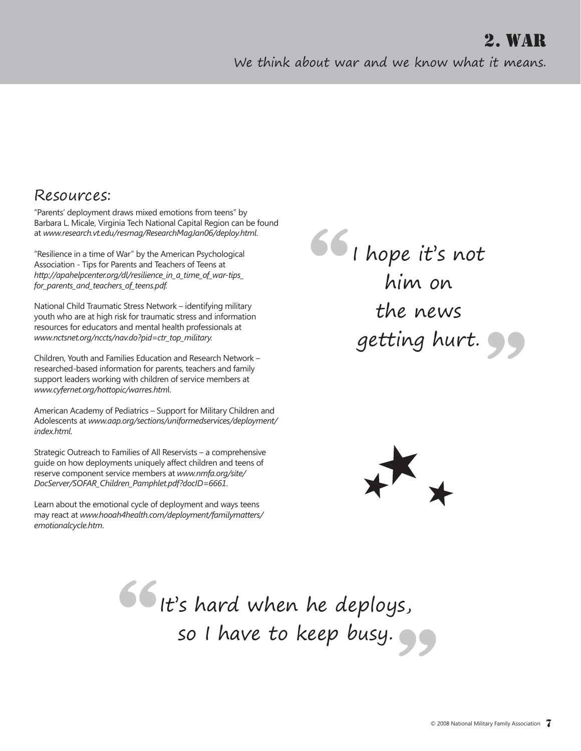# 2. WAR

We think about war and we know what it means.

## Resources:

"Parents' deployment draws mixed emotions from teens" by Barbara L. Micale, Virginia Tech National Capital Region can be found at *www.research.vt.edu/resmag/ResearchMagJan06/deploy.html*.

"Resilience in a time of War" by the American Psychological Association - Tips for Parents and Teachers of Teens at *http://apahelpcenter.org/dl/resilience_in_a_time_of_war-tips_for_parents_and_teachers_of_teens.pdf.*

National Child Traumatic Stress Network – identifying military youth who are at high risk for traumatic stress and information resources for educators and mental health professionals at *www.nctsnet.org/nccts/nav.do?pid=ctr_top_military.*

Children, Youth and Families Education and Research Network – researched-based information for parents, teachers and family support leaders working with children of service members at *www.cyfernet.org/hottopic/warres.html*.

American Academy of Pediatrics – Support for Military Children and Adolescents at *www.aap.org/sections/uniformedservices/deployment/index.html*.

Strategic Outreach to Families of All Reservists – a comprehensive guide on how deployments uniquely affect children and teens of reserve component service members at *www.nmfa.org/site/DocServer/SOFAR_Children_Pamphlet.pdf?docID=6661*.

Learn about the emotional cycle of deployment and ways teens may react at *www.hooah4health.com/deployment/familymatters/emotionalcycle.htm*.

> "I hope it's not him on the news getting hurt."

> "It's hard when he deploys, so I have to keep busy."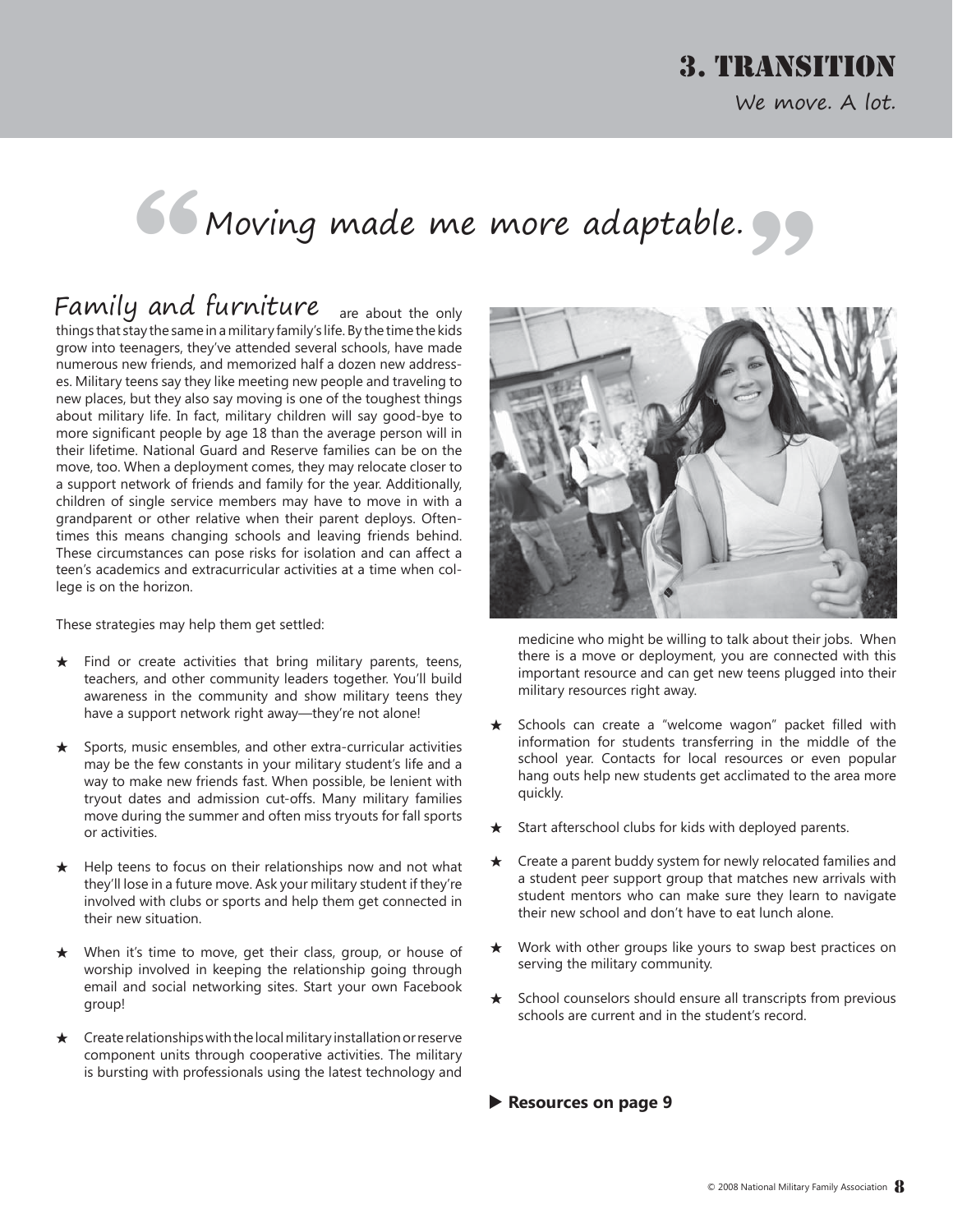# 3. Transition

We move. A lot.

> "Moving made me more adaptable."

**Family and furniture** are about the only things that stay the same in a military family's life. By the time the kids grow into teenagers, they've attended several schools, have made numerous new friends, and memorized half a dozen new addresses. Military teens say they like meeting new people and traveling to new places, but they also say moving is one of the toughest things about military life. In fact, military children will say good-bye to more significant people by age 18 than the average person will in their lifetime. National Guard and Reserve families can be on the move, too. When a deployment comes, they may relocate closer to a support network of friends and family for the year. Additionally, children of single service members may have to move in with a grandparent or other relative when their parent deploys. Oftentimes this means changing schools and leaving friends behind. These circumstances can pose risks for isolation and can affect a teen's academics and extracurricular activities at a time when college is on the horizon.

These strategies may help them get settled:

- ★ Find or create activities that bring military parents, teens, teachers, and other community leaders together. You'll build awareness in the community and show military teens they have a support network right away—they're not alone!
- ★ Sports, music ensembles, and other extra-curricular activities may be the few constants in your military student's life and a way to make new friends fast. When possible, be lenient with tryout dates and admission cut-offs. Many military families move during the summer and often miss tryouts for fall sports or activities.
- ★ Help teens to focus on their relationships now and not what they'll lose in a future move. Ask your military student if they're involved with clubs or sports and help them get connected in their new situation.
- ★ When it's time to move, get their class, group, or house of worship involved in keeping the relationship going through email and social networking sites. Start your own Facebook group!
- ★ Create relationships with the local military installation or reserve component units through cooperative activities. The military is bursting with professionals using the latest technology and medicine who might be willing to talk about their jobs. When there is a move or deployment, you are connected with this important resource and can get new teens plugged into their military resources right away.
- ★ Schools can create a "welcome wagon" packet filled with information for students transferring in the middle of the school year. Contacts for local resources or even popular hang outs help new students get acclimated to the area more quickly.
- ★ Start afterschool clubs for kids with deployed parents.
- ★ Create a parent buddy system for newly relocated families and a student peer support group that matches new arrivals with student mentors who can make sure they learn to navigate their new school and don't have to eat lunch alone.
- ★ Work with other groups like yours to swap best practices on serving the military community.
- ★ School counselors should ensure all transcripts from previous schools are current and in the student's record.

▶ **Resources on page 9**

© 2008 National Military Family Association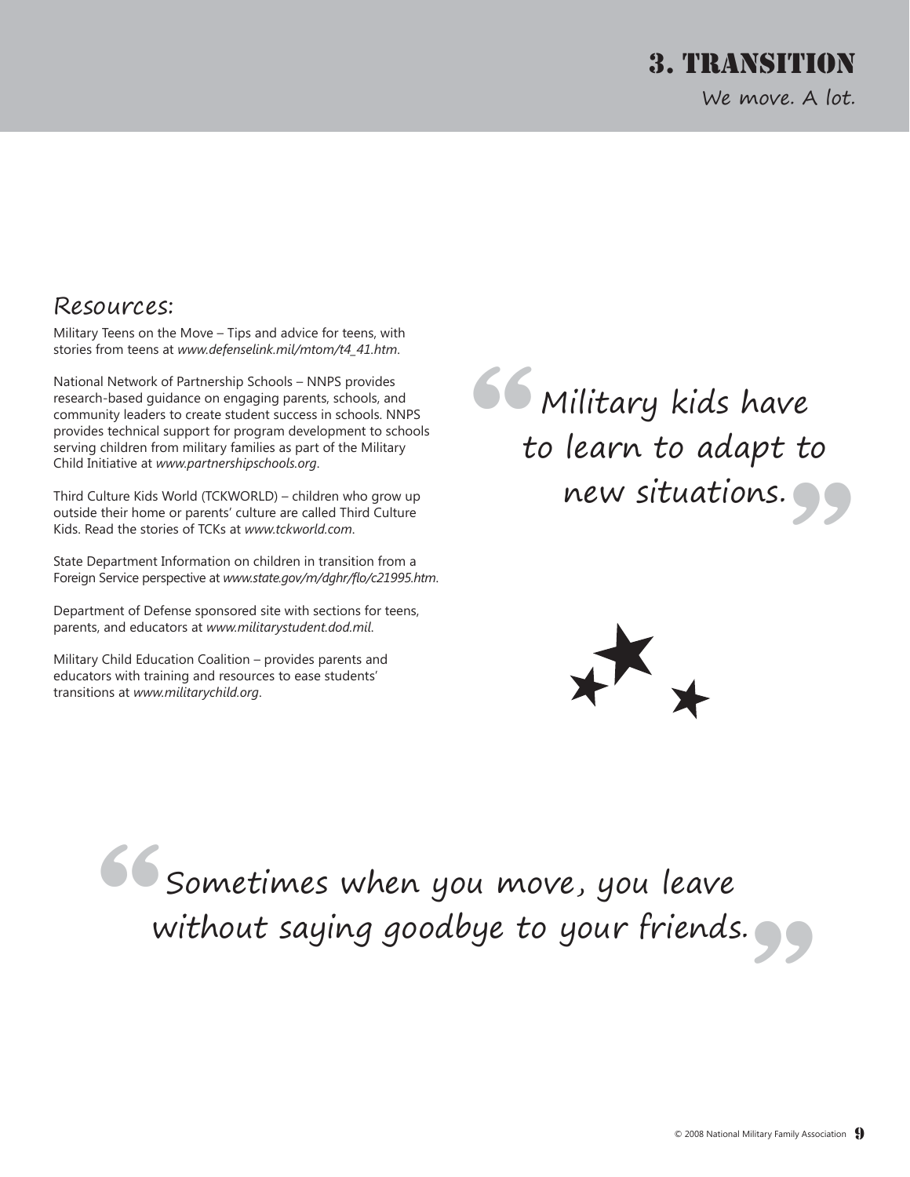## 3. Transition

We move. A lot.

### Resources:

Military Teens on the Move – Tips and advice for teens, with stories from teens at *www.defenselink.mil/mtom/t4_41.htm*.

National Network of Partnership Schools – NNPS provides research-based guidance on engaging parents, schools, and community leaders to create student success in schools. NNPS provides technical support for program development to schools serving children from military families as part of the Military Child Initiative at *www.partnershipschools.org*.

Third Culture Kids World (TCKWORLD) – children who grow up outside their home or parents' culture are called Third Culture Kids. Read the stories of TCKs at *www.tckworld.com*.

State Department Information on children in transition from a Foreign Service perspective at *www.state.gov/m/dghr/flo/c21995.htm*.

Department of Defense sponsored site with sections for teens, parents, and educators at *www.militarystudent.dod.mil*.

Military Child Education Coalition – provides parents and educators with training and resources to ease students' transitions at *www.militarychild.org*.

> "Military kids have to learn to adapt to new situations."

> "Sometimes when you move, you leave without saying goodbye to your friends."

© 2008 National Military Family Association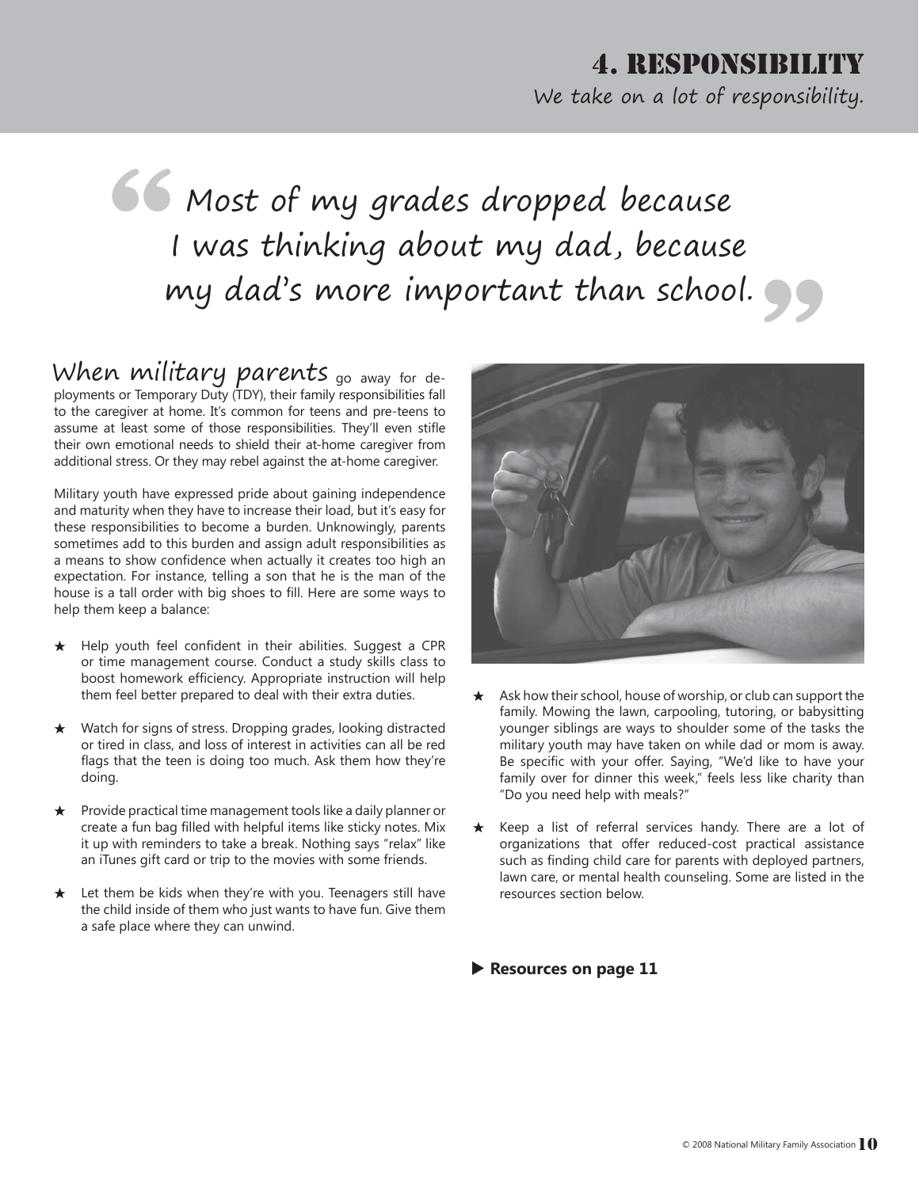# 4. RESPONSIBILITY

## We take on a lot of responsibility.

> "Most of my grades dropped because I was thinking about my dad, because my dad's more important than school."

**When military parents** go away for deployments or Temporary Duty (TDY), their family responsibilities fall to the caregiver at home. It's common for teens and pre-teens to assume at least some of those responsibilities. They'll even stifle their own emotional needs to shield their at-home caregiver from additional stress. Or they may rebel against the at-home caregiver.

Military youth have expressed pride about gaining independence and maturity when they have to increase their load, but it's easy for these responsibilities to become a burden. Unknowingly, parents sometimes add to this burden and assign adult responsibilities as a means to show confidence when actually it creates too high an expectation. For instance, telling a son that he is the man of the house is a tall order with big shoes to fill. Here are some ways to help them keep a balance:

- ★ Help youth feel confident in their abilities. Suggest a CPR or time management course. Conduct a study skills class to boost homework efficiency. Appropriate instruction will help them feel better prepared to deal with their extra duties.
- ★ Watch for signs of stress. Dropping grades, looking distracted or tired in class, and loss of interest in activities can all be red flags that the teen is doing too much. Ask them how they're doing.
- ★ Provide practical time management tools like a daily planner or create a fun bag filled with helpful items like sticky notes. Mix it up with reminders to take a break. Nothing says "relax" like an iTunes gift card or trip to the movies with some friends.
- ★ Let them be kids when they're with you. Teenagers still have the child inside of them who just wants to have fun. Give them a safe place where they can unwind.
- ★ Ask how their school, house of worship, or club can support the family. Mowing the lawn, carpooling, tutoring, or babysitting younger siblings are ways to shoulder some of the tasks the military youth may have taken on while dad or mom is away. Be specific with your offer. Saying, "We'd like to have your family over for dinner this week," feels less like charity than "Do you need help with meals?"
- ★ Keep a list of referral services handy. There are a lot of organizations that offer reduced-cost practical assistance such as finding child care for parents with deployed partners, lawn care, or mental health counseling. Some are listed in the resources section below.

▶ **Resources on page 11**

© 2008 National Military Family Association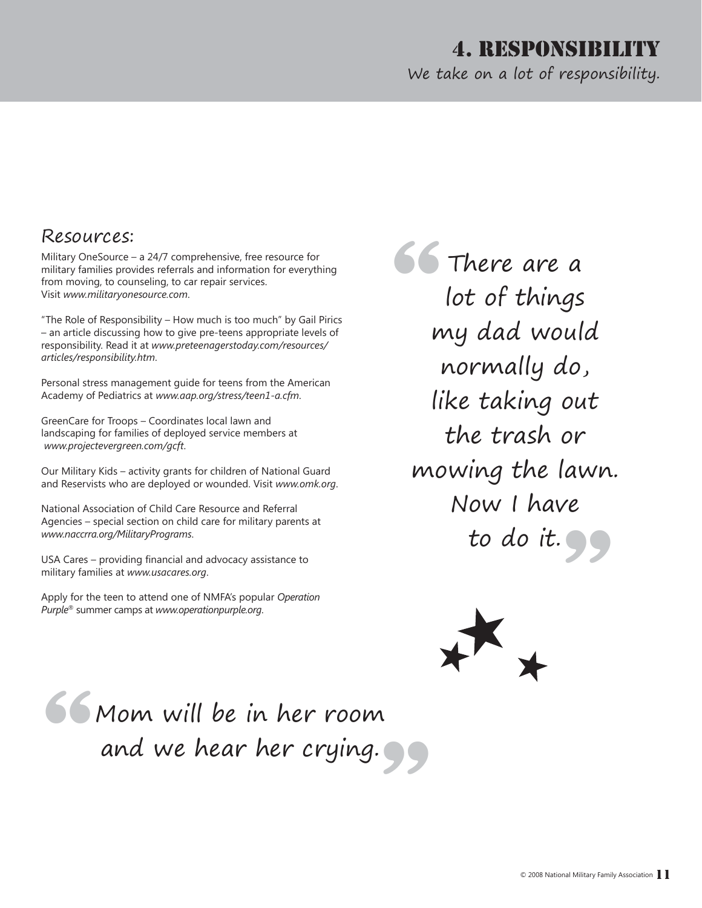# 4. RESPONSIBILITY

We take on a lot of responsibility.

## Resources:

Military OneSource – a 24/7 comprehensive, free resource for military families provides referrals and information for everything from moving, to counseling, to car repair services. Visit *www.militaryonesource.com*.

"The Role of Responsibility – How much is too much" by Gail Pirics – an article discussing how to give pre-teens appropriate levels of responsibility. Read it at *www.preteenagerstoday.com/resources/articles/responsibility.htm*.

Personal stress management guide for teens from the American Academy of Pediatrics at *www.aap.org/stress/teen1-a.cfm*.

GreenCare for Troops – Coordinates local lawn and landscaping for families of deployed service members at *www.projectevergreen.com/gcft*.

Our Military Kids – activity grants for children of National Guard and Reservists who are deployed or wounded. Visit *www.omk.org*.

National Association of Child Care Resource and Referral Agencies – special section on child care for military parents at *www.naccrra.org/MilitaryPrograms*.

USA Cares – providing financial and advocacy assistance to military families at *www.usacares.org*.

Apply for the teen to attend one of NMFA's popular *Operation Purple*® summer camps at *www.operationpurple.org*.

> "There are a lot of things my dad would normally do, like taking out the trash or mowing the lawn. Now I have to do it."

> "Mom will be in her room and we hear her crying."

© 2008 National Military Family Association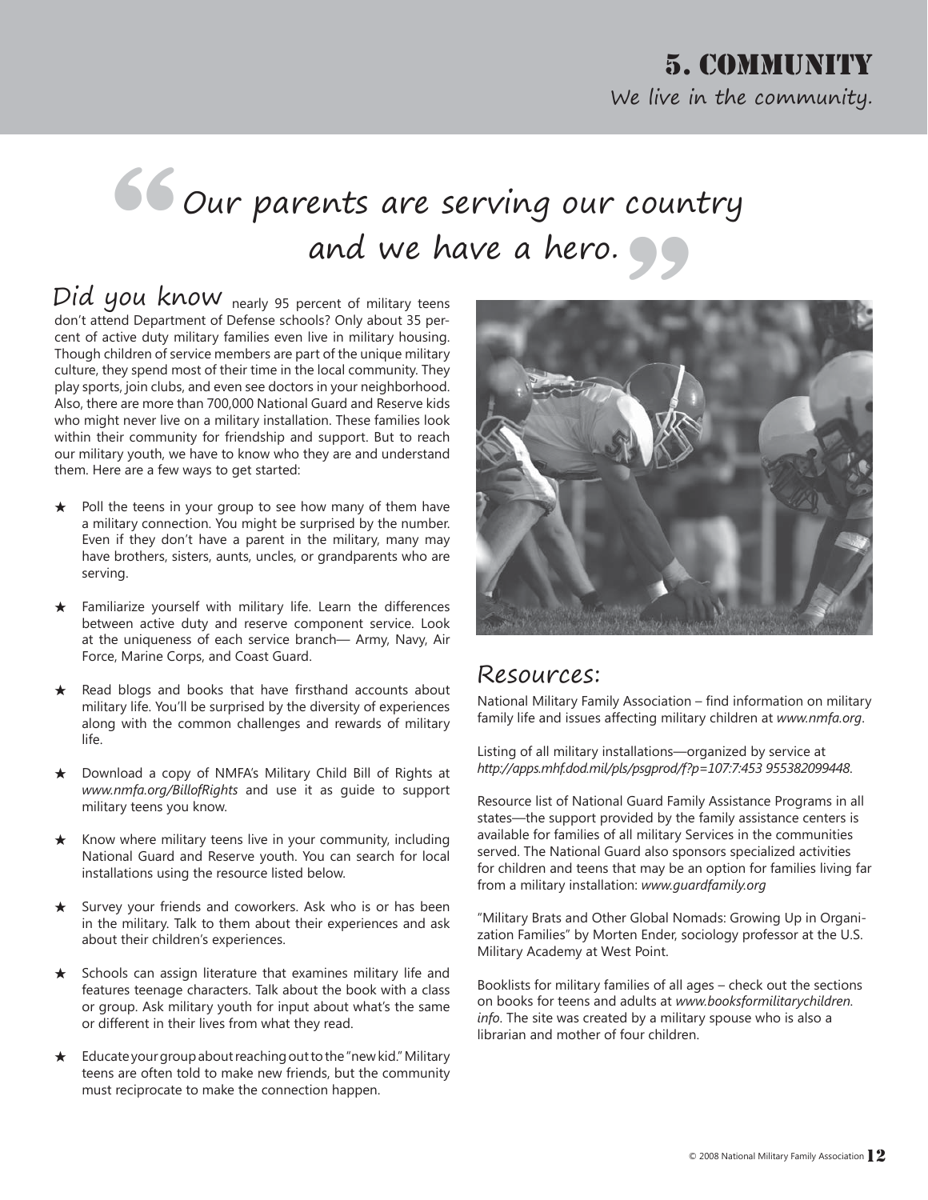# 5. COMMUNITY

We live in the community.

> "Our parents are serving our country and we have a hero."

**Did you know** nearly 95 percent of military teens don't attend Department of Defense schools? Only about 35 percent of active duty military families even live in military housing. Though children of service members are part of the unique military culture, they spend most of their time in the local community. They play sports, join clubs, and even see doctors in your neighborhood. Also, there are more than 700,000 National Guard and Reserve kids who might never live on a military installation. These families look within their community for friendship and support. But to reach our military youth, we have to know who they are and understand them. Here are a few ways to get started:

- ★ Poll the teens in your group to see how many of them have a military connection. You might be surprised by the number. Even if they don't have a parent in the military, many may have brothers, sisters, aunts, uncles, or grandparents who are serving.
- ★ Familiarize yourself with military life. Learn the differences between active duty and reserve component service. Look at the uniqueness of each service branch— Army, Navy, Air Force, Marine Corps, and Coast Guard.
- ★ Read blogs and books that have firsthand accounts about military life. You'll be surprised by the diversity of experiences along with the common challenges and rewards of military life.
- ★ Download a copy of NMFA's Military Child Bill of Rights at *www.nmfa.org/BillofRights* and use it as guide to support military teens you know.
- ★ Know where military teens live in your community, including National Guard and Reserve youth. You can search for local installations using the resource listed below.
- ★ Survey your friends and coworkers. Ask who is or has been in the military. Talk to them about their experiences and ask about their children's experiences.
- ★ Schools can assign literature that examines military life and features teenage characters. Talk about the book with a class or group. Ask military youth for input about what's the same or different in their lives from what they read.
- ★ Educate your group about reaching out to the "new kid." Military teens are often told to make new friends, but the community must reciprocate to make the connection happen.

## Resources:

National Military Family Association – find information on military family life and issues affecting military children at *www.nmfa.org*.

Listing of all military installations—organized by service at *http://apps.mhf.dod.mil/pls/psgprod/f?p=107:7:453 955382099448*.

Resource list of National Guard Family Assistance Programs in all states—the support provided by the family assistance centers is available for families of all military Services in the communities served. The National Guard also sponsors specialized activities for children and teens that may be an option for families living far from a military installation: *www.guardfamily.org*

"Military Brats and Other Global Nomads: Growing Up in Organization Families" by Morten Ender, sociology professor at the U.S. Military Academy at West Point.

Booklists for military families of all ages – check out the sections on books for teens and adults at *www.booksformilitarychildren.info*. The site was created by a military spouse who is also a librarian and mother of four children.

© 2008 National Military Family Association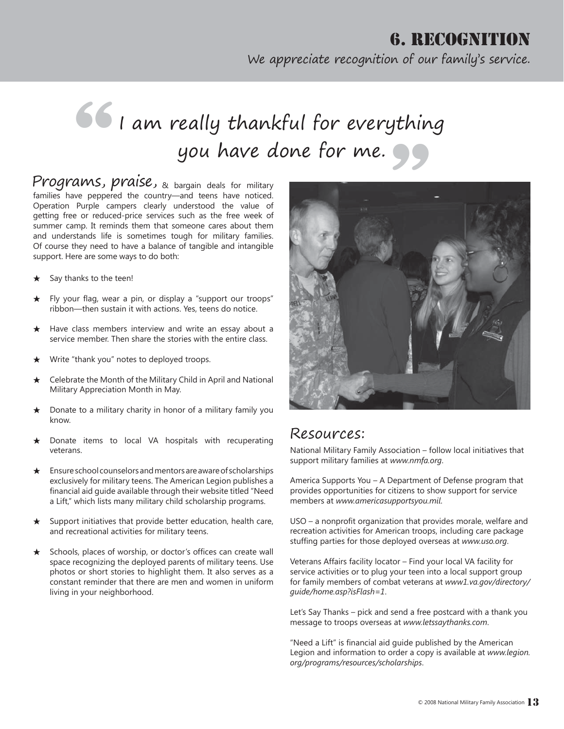# 6. RECOGNITION

We appreciate recognition of our family's service.

> "I am really thankful for everything you have done for me."

**Programs, praise,** & bargain deals for military families have peppered the country—and teens have noticed. Operation Purple campers clearly understood the value of getting free or reduced-price services such as the free week of summer camp. It reminds them that someone cares about them and understands life is sometimes tough for military families. Of course they need to have a balance of tangible and intangible support. Here are some ways to do both:

- ★ Say thanks to the teen!
- ★ Fly your flag, wear a pin, or display a "support our troops" ribbon—then sustain it with actions. Yes, teens do notice.
- ★ Have class members interview and write an essay about a service member. Then share the stories with the entire class.
- ★ Write "thank you" notes to deployed troops.
- ★ Celebrate the Month of the Military Child in April and National Military Appreciation Month in May.
- ★ Donate to a military charity in honor of a military family you know.
- ★ Donate items to local VA hospitals with recuperating veterans.
- ★ Ensure school counselors and mentors are aware of scholarships exclusively for military teens. The American Legion publishes a financial aid guide available through their website titled "Need a Lift," which lists many military child scholarship programs.
- ★ Support initiatives that provide better education, health care, and recreational activities for military teens.
- ★ Schools, places of worship, or doctor's offices can create wall space recognizing the deployed parents of military teens. Use photos or short stories to highlight them. It also serves as a constant reminder that there are men and women in uniform living in your neighborhood.

## Resources:

National Military Family Association – follow local initiatives that support military families at *www.nmfa.org*.

America Supports You – A Department of Defense program that provides opportunities for citizens to show support for service members at *www.americasupportsyou.mil*.

USO – a nonprofit organization that provides morale, welfare and recreation activities for American troops, including care package stuffing parties for those deployed overseas at *www.uso.org*.

Veterans Affairs facility locator – Find your local VA facility for service activities or to plug your teen into a local support group for family members of combat veterans at *www1.va.gov/directory/guide/home.asp?isFlash=1*.

Let's Say Thanks – pick and send a free postcard with a thank you message to troops overseas at *www.letssaythanks.com*.

"Need a Lift" is financial aid guide published by the American Legion and information to order a copy is available at *www.legion.org/programs/resources/scholarships*.

© 2008 National Military Family Association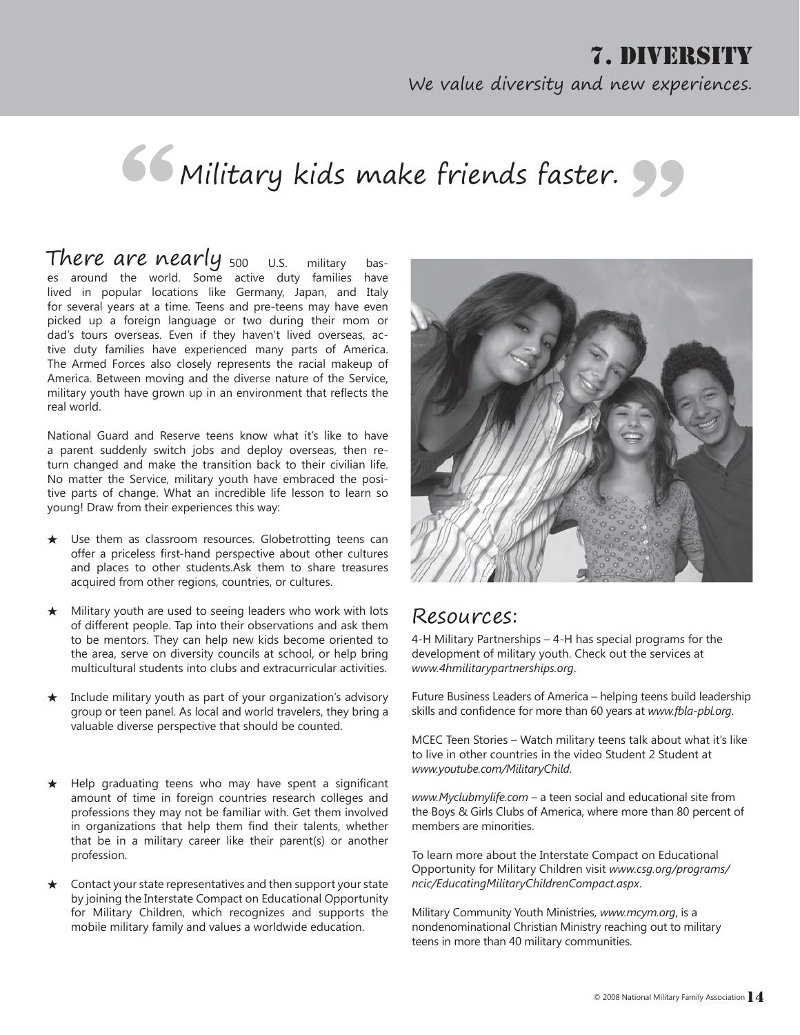# 7. DIVERSITY

We value diversity and new experiences.

## "Military kids make friends faster."

There are nearly 500 U.S. military bases around the world. Some active duty families have lived in popular locations like Germany, Japan, and Italy for several years at a time. Teens and pre-teens may have even picked up a foreign language or two during their mom or dad's tours overseas. Even if they haven't lived overseas, active duty families have experienced many parts of America. The Armed Forces also closely represents the racial makeup of America. Between moving and the diverse nature of the Service, military youth have grown up in an environment that reflects the real world.

National Guard and Reserve teens know what it's like to have a parent suddenly switch jobs and deploy overseas, then return changed and make the transition back to their civilian life. No matter the Service, military youth have embraced the positive parts of change. What an incredible life lesson to learn so young! Draw from their experiences this way:

- ★ Use them as classroom resources. Globetrotting teens can offer a priceless first-hand perspective about other cultures and places to other students.Ask them to share treasures acquired from other regions, countries, or cultures.
- ★ Military youth are used to seeing leaders who work with lots of different people. Tap into their observations and ask them to be mentors. They can help new kids become oriented to the area, serve on diversity councils at school, or help bring multicultural students into clubs and extracurricular activities.
- ★ Include military youth as part of your organization's advisory group or teen panel. As local and world travelers, they bring a valuable diverse perspective that should be counted.
- ★ Help graduating teens who may have spent a significant amount of time in foreign countries research colleges and professions they may not be familiar with. Get them involved in organizations that help them find their talents, whether that be in a military career like their parent(s) or another profession.
- ★ Contact your state representatives and then support your state by joining the Interstate Compact on Educational Opportunity for Military Children, which recognizes and supports the mobile military family and values a worldwide education.

## Resources:

4-H Military Partnerships – 4-H has special programs for the development of military youth. Check out the services at *www.4hmilitarypartnerships.org*.

Future Business Leaders of America – helping teens build leadership skills and confidence for more than 60 years at *www.fbla-pbl.org*.

MCEC Teen Stories – Watch military teens talk about what it's like to live in other countries in the video Student 2 Student at *www.youtube.com/MilitaryChild*.

*www.Myclubmylife.com* – a teen social and educational site from the Boys & Girls Clubs of America, where more than 80 percent of members are minorities.

To learn more about the Interstate Compact on Educational Opportunity for Military Children visit *www.csg.org/programs/ncic/EducatingMilitaryChildrenCompact.aspx*.

Military Community Youth Ministries, *www.mcym.org*, is a nondenominational Christian Ministry reaching out to military teens in more than 40 military communities.

© 2008 National Military Family Association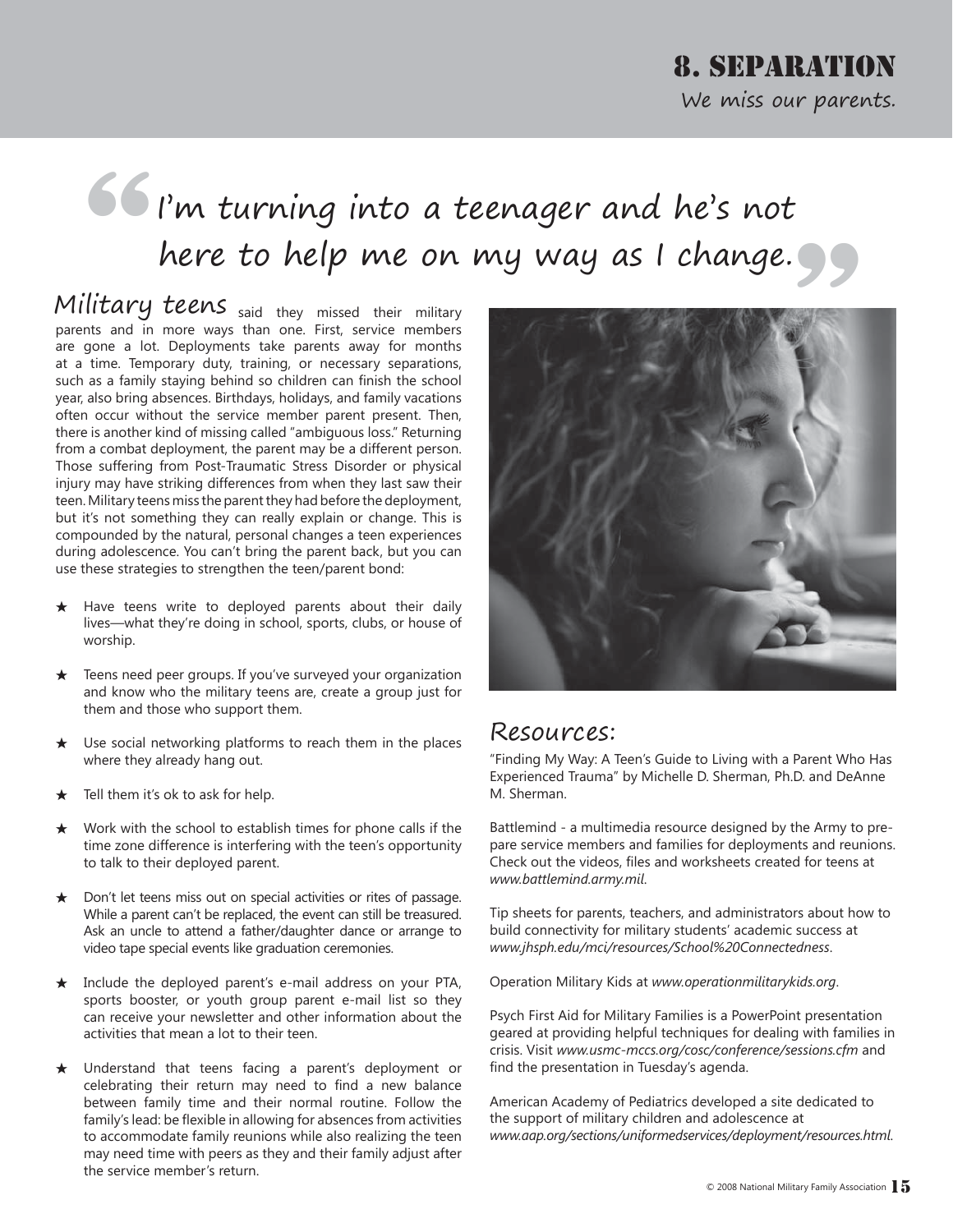## 8. SEPARATION

We miss our parents.

> "I'm turning into a teenager and he's not here to help me on my way as I change."

**Military teens** said they missed their military parents and in more ways than one. First, service members are gone a lot. Deployments take parents away for months at a time. Temporary duty, training, or necessary separations, such as a family staying behind so children can finish the school year, also bring absences. Birthdays, holidays, and family vacations often occur without the service member parent present. Then, there is another kind of missing called "ambiguous loss." Returning from a combat deployment, the parent may be a different person. Those suffering from Post-Traumatic Stress Disorder or physical injury may have striking differences from when they last saw their teen. Military teens miss the parent they had before the deployment, but it's not something they can really explain or change. This is compounded by the natural, personal changes a teen experiences during adolescence. You can't bring the parent back, but you can use these strategies to strengthen the teen/parent bond:

- ★ Have teens write to deployed parents about their daily lives—what they're doing in school, sports, clubs, or house of worship.
- ★ Teens need peer groups. If you've surveyed your organization and know who the military teens are, create a group just for them and those who support them.
- ★ Use social networking platforms to reach them in the places where they already hang out.
- ★ Tell them it's ok to ask for help.
- ★ Work with the school to establish times for phone calls if the time zone difference is interfering with the teen's opportunity to talk to their deployed parent.
- ★ Don't let teens miss out on special activities or rites of passage. While a parent can't be replaced, the event can still be treasured. Ask an uncle to attend a father/daughter dance or arrange to video tape special events like graduation ceremonies.
- ★ Include the deployed parent's e-mail address on your PTA, sports booster, or youth group parent e-mail list so they can receive your newsletter and other information about the activities that mean a lot to their teen.
- ★ Understand that teens facing a parent's deployment or celebrating their return may need to find a new balance between family time and their normal routine. Follow the family's lead: be flexible in allowing for absences from activities to accommodate family reunions while also realizing the teen may need time with peers as they and their family adjust after the service member's return.

### Resources:

"Finding My Way: A Teen's Guide to Living with a Parent Who Has Experienced Trauma" by Michelle D. Sherman, Ph.D. and DeAnne M. Sherman.

Battlemind - a multimedia resource designed by the Army to prepare service members and families for deployments and reunions. Check out the videos, files and worksheets created for teens at *www.battlemind.army.mil*.

Tip sheets for parents, teachers, and administrators about how to build connectivity for military students' academic success at *www.jhsph.edu/mci/resources/School%20Connectedness*.

Operation Military Kids at *www.operationmilitarykids.org*.

Psych First Aid for Military Families is a PowerPoint presentation geared at providing helpful techniques for dealing with families in crisis. Visit *www.usmc-mccs.org/cosc/conference/sessions.cfm* and find the presentation in Tuesday's agenda.

American Academy of Pediatrics developed a site dedicated to the support of military children and adolescence at *www.aap.org/sections/uniformedservices/deployment/resources.html*.

© 2008 National Military Family Association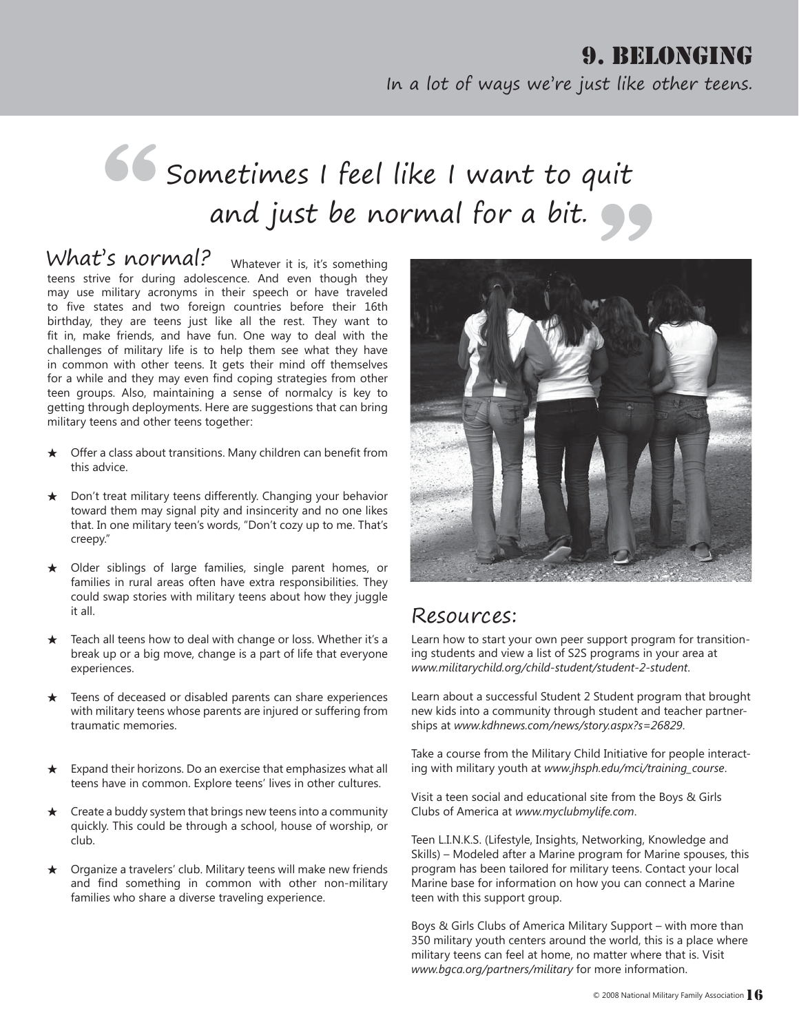# 9. Belonging

In a lot of ways we're just like other teens.

> "Sometimes I feel like I want to quit and just be normal for a bit."

## What's normal?

Whatever it is, it's something teens strive for during adolescence. And even though they may use military acronyms in their speech or have traveled to five states and two foreign countries before their 16th birthday, they are teens just like all the rest. They want to fit in, make friends, and have fun. One way to deal with the challenges of military life is to help them see what they have in common with other teens. It gets their mind off themselves for a while and they may even find coping strategies from other teen groups. Also, maintaining a sense of normalcy is key to getting through deployments. Here are suggestions that can bring military teens and other teens together:

★ Offer a class about transitions. Many children can benefit from this advice.

★ Don't treat military teens differently. Changing your behavior toward them may signal pity and insincerity and no one likes that. In one military teen's words, "Don't cozy up to me. That's creepy."

★ Older siblings of large families, single parent homes, or families in rural areas often have extra responsibilities. They could swap stories with military teens about how they juggle it all.

★ Teach all teens how to deal with change or loss. Whether it's a break up or a big move, change is a part of life that everyone experiences.

★ Teens of deceased or disabled parents can share experiences with military teens whose parents are injured or suffering from traumatic memories.

★ Expand their horizons. Do an exercise that emphasizes what all teens have in common. Explore teens' lives in other cultures.

★ Create a buddy system that brings new teens into a community quickly. This could be through a school, house of worship, or club.

★ Organize a travelers' club. Military teens will make new friends and find something in common with other non-military families who share a diverse traveling experience.

## Resources:

Learn how to start your own peer support program for transitioning students and view a list of S2S programs in your area at *www.militarychild.org/child-student/student-2-student*.

Learn about a successful Student 2 Student program that brought new kids into a community through student and teacher partnerships at *www.kdhnews.com/news/story.aspx?s=26829*.

Take a course from the Military Child Initiative for people interacting with military youth at *www.jhsph.edu/mci/training_course*.

Visit a teen social and educational site from the Boys & Girls Clubs of America at *www.myclubmylife.com*.

Teen L.I.N.K.S. (Lifestyle, Insights, Networking, Knowledge and Skills) – Modeled after a Marine program for Marine spouses, this program has been tailored for military teens. Contact your local Marine base for information on how you can connect a Marine teen with this support group.

Boys & Girls Clubs of America Military Support – with more than 350 military youth centers around the world, this is a place where military teens can feel at home, no matter where that is. Visit *www.bgca.org/partners/military* for more information.

© 2008 National Military Family Association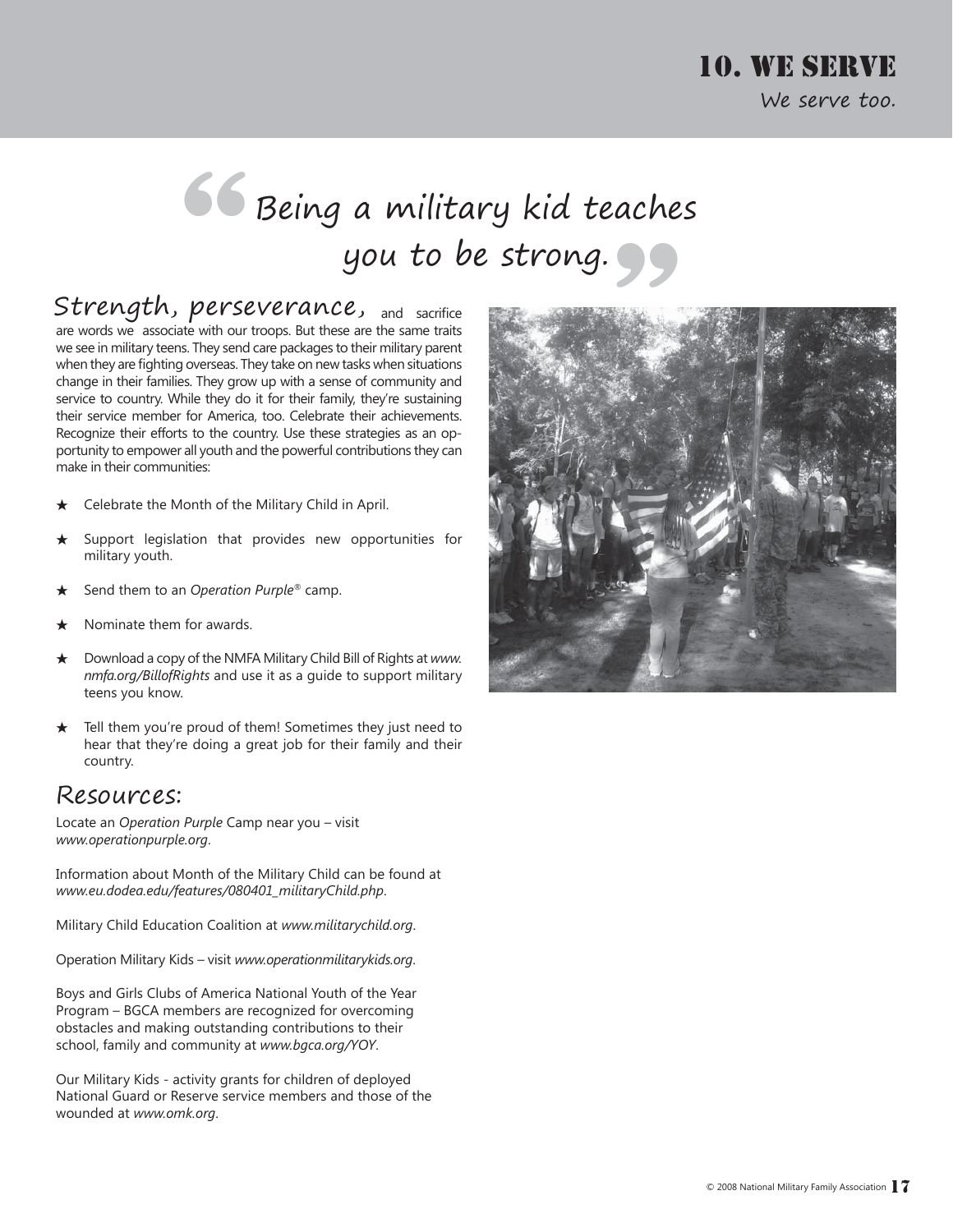# 10. WE SERVE

*We serve too.*

> "Being a military kid teaches you to be strong."

Strength, perseverance, and sacrifice are words we associate with our troops. But these are the same traits we see in military teens. They send care packages to their military parent when they are fighting overseas. They take on new tasks when situations change in their families. They grow up with a sense of community and service to country. While they do it for their family, they're sustaining their service member for America, too. Celebrate their achievements. Recognize their efforts to the country. Use these strategies as an opportunity to empower all youth and the powerful contributions they can make in their communities:

- ★ Celebrate the Month of the Military Child in April.
- ★ Support legislation that provides new opportunities for military youth.
- ★ Send them to an *Operation Purple*® camp.
- ★ Nominate them for awards.
- ★ Download a copy of the NMFA Military Child Bill of Rights at *www.nmfa.org/BillofRights* and use it as a guide to support military teens you know.
- ★ Tell them you're proud of them! Sometimes they just need to hear that they're doing a great job for their family and their country.

## Resources:

Locate an *Operation Purple* Camp near you – visit *www.operationpurple.org*.

Information about Month of the Military Child can be found at *www.eu.dodea.edu/features/080401_militaryChild.php*.

Military Child Education Coalition at *www.militarychild.org*.

Operation Military Kids – visit *www.operationmilitarykids.org*.

Boys and Girls Clubs of America National Youth of the Year Program – BGCA members are recognized for overcoming obstacles and making outstanding contributions to their school, family and community at *www.bgca.org/YOY*.

Our Military Kids - activity grants for children of deployed National Guard or Reserve service members and those of the wounded at *www.omk.org*.

© 2008 National Military Family Association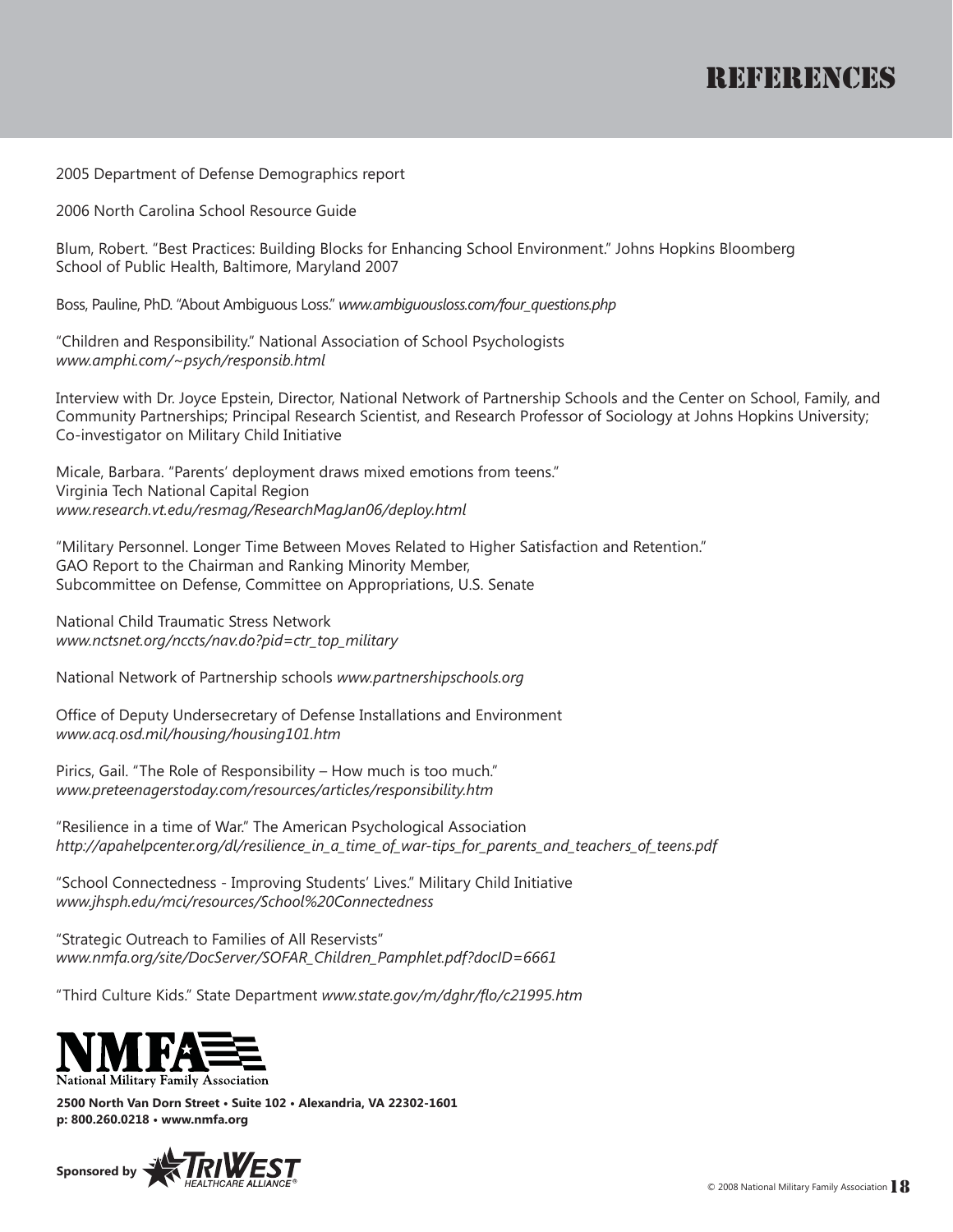# REFERENCES

2005 Department of Defense Demographics report

2006 North Carolina School Resource Guide

Blum, Robert. "Best Practices: Building Blocks for Enhancing School Environment." Johns Hopkins Bloomberg School of Public Health, Baltimore, Maryland 2007

Boss, Pauline, PhD. "About Ambiguous Loss." *www.ambiguousloss.com/four_questions.php*

"Children and Responsibility." National Association of School Psychologists
*www.amphi.com/~psych/responsib.html*

Interview with Dr. Joyce Epstein, Director, National Network of Partnership Schools and the Center on School, Family, and Community Partnerships; Principal Research Scientist, and Research Professor of Sociology at Johns Hopkins University; Co-investigator on Military Child Initiative

Micale, Barbara. "Parents' deployment draws mixed emotions from teens."
Virginia Tech National Capital Region
*www.research.vt.edu/resmag/ResearchMagJan06/deploy.html*

"Military Personnel. Longer Time Between Moves Related to Higher Satisfaction and Retention."
GAO Report to the Chairman and Ranking Minority Member,
Subcommittee on Defense, Committee on Appropriations, U.S. Senate

National Child Traumatic Stress Network
*www.nctsnet.org/nccts/nav.do?pid=ctr_top_military*

National Network of Partnership schools *www.partnershipschools.org*

Office of Deputy Undersecretary of Defense Installations and Environment
*www.acq.osd.mil/housing/housing101.htm*

Pirics, Gail. "The Role of Responsibility – How much is too much."
*www.preteenagerstoday.com/resources/articles/responsibility.htm*

"Resilience in a time of War." The American Psychological Association
*http://apahelpcenter.org/dl/resilience_in_a_time_of_war-tips_for_parents_and_teachers_of_teens.pdf*

"School Connectedness - Improving Students' Lives." Military Child Initiative
*www.jhsph.edu/mci/resources/School%20Connectedness*

"Strategic Outreach to Families of All Reservists"
*www.nmfa.org/site/DocServer/SOFAR_Children_Pamphlet.pdf?docID=6661*

"Third Culture Kids." State Department *www.state.gov/m/dghr/flo/c21995.htm*

NMFA
National Military Family Association

**2500 North Van Dorn Street • Suite 102 • Alexandria, VA 22302-1601**
**p: 800.260.0218 • www.nmfa.org**

**Sponsored by** TRIWEST HEALTHCARE ALLIANCE®

© 2008 National Military Family Association